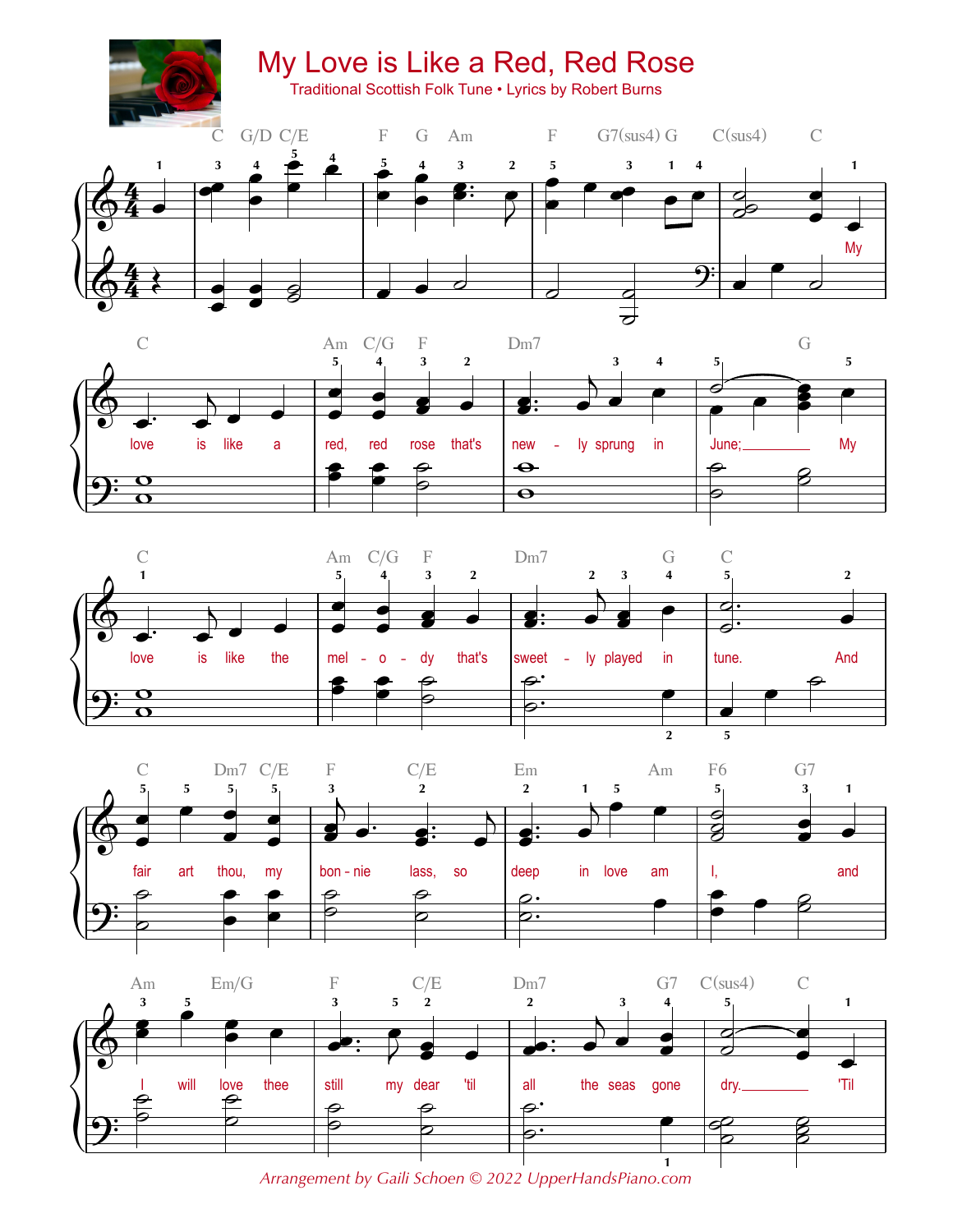# My Love is Like a Red, Red Rose

Traditional Scottish Folk Tune • Lyrics by Robert Burns

My love is like a red, red rose that's new - ly sprung in June; My love is like the mel - o - dy that's sweet - ly played in tune. And fair art thou, my bon - nie lass, so deep in love am I, and I will love thee still my dear 'til all the seas gone dry. 'Til

*Arrangement by Gaili Schoen © 2022 UpperHandsPiano.com*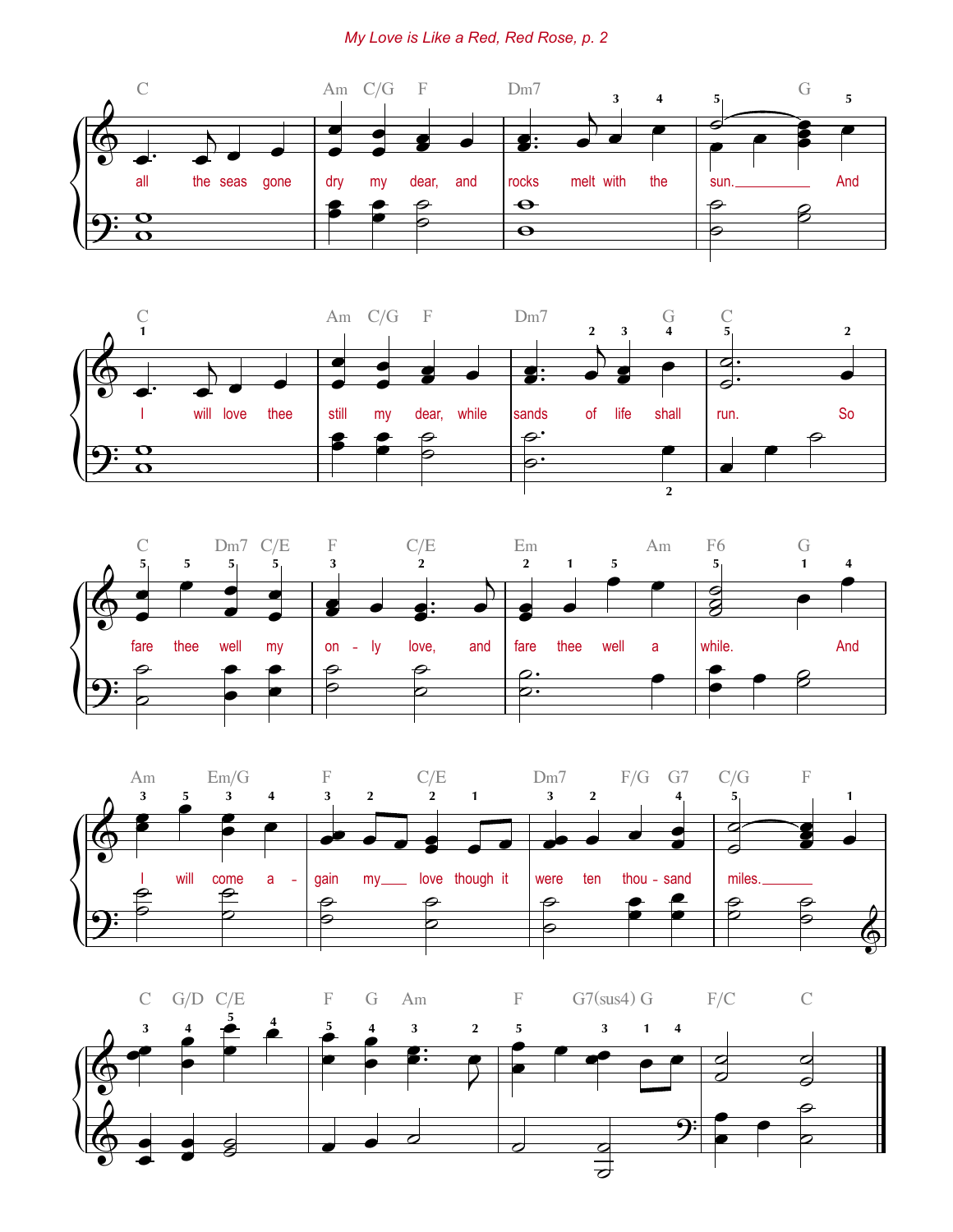*My Love is Like a Red, Red Rose, p. 2*

C Am C/G F Dm7 G

all the seas gone dry my dear, and rocks melt with the sun. And

C Am C/G F Dm7 G C

I will love thee still my dear, while sands of life shall run. So

C Dm7 C/E F C/E Em Am F6 G

fare thee well my on - ly love, and fare thee well a while. And

Am Em/G F C/E Dm7 F/G G7 C/G F

I will come a - gain my love though it were ten thou - sand miles.

C G/D C/E F G Am F G7(sus4) G F/C C